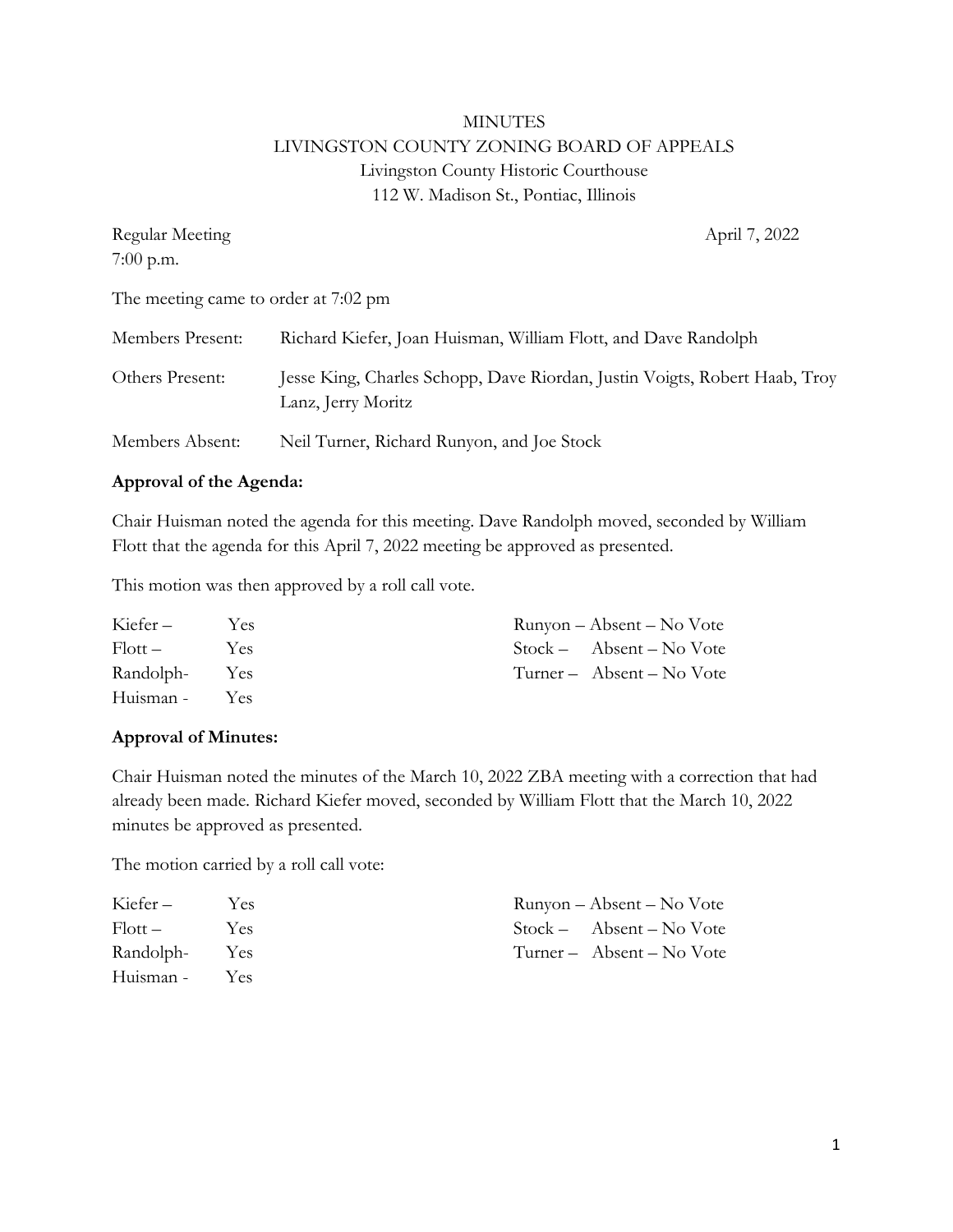# MINUTES
# LIVINGSTON COUNTY ZONING BOARD OF APPEALS

Livingston County Historic Courthouse
112 W. Madison St., Pontiac, Illinois

Regular Meeting — April 7, 2022
7:00 p.m.

The meeting came to order at 7:02 pm

| | |
|---|---|
| Members Present: | Richard Kiefer, Joan Huisman, William Flott, and Dave Randolph |
| Others Present: | Jesse King, Charles Schopp, Dave Riordan, Justin Voigts, Robert Haab, Troy Lanz, Jerry Moritz |
| Members Absent: | Neil Turner, Richard Runyon, and Joe Stock |

**Approval of the Agenda:**

Chair Huisman noted the agenda for this meeting. Dave Randolph moved, seconded by William Flott that the agenda for this April 7, 2022 meeting be approved as presented.

This motion was then approved by a roll call vote.

| | | | |
|---|---|---|---|
| Kiefer – | Yes | Runyon – | Absent – No Vote |
| Flott – | Yes | Stock – | Absent – No Vote |
| Randolph- | Yes | Turner – | Absent – No Vote |
| Huisman - | Yes | | |

**Approval of Minutes:**

Chair Huisman noted the minutes of the March 10, 2022 ZBA meeting with a correction that had already been made. Richard Kiefer moved, seconded by William Flott that the March 10, 2022 minutes be approved as presented.

The motion carried by a roll call vote:

| | | | |
|---|---|---|---|
| Kiefer – | Yes | Runyon – | Absent – No Vote |
| Flott – | Yes | Stock – | Absent – No Vote |
| Randolph- | Yes | Turner – | Absent – No Vote |
| Huisman - | Yes | | |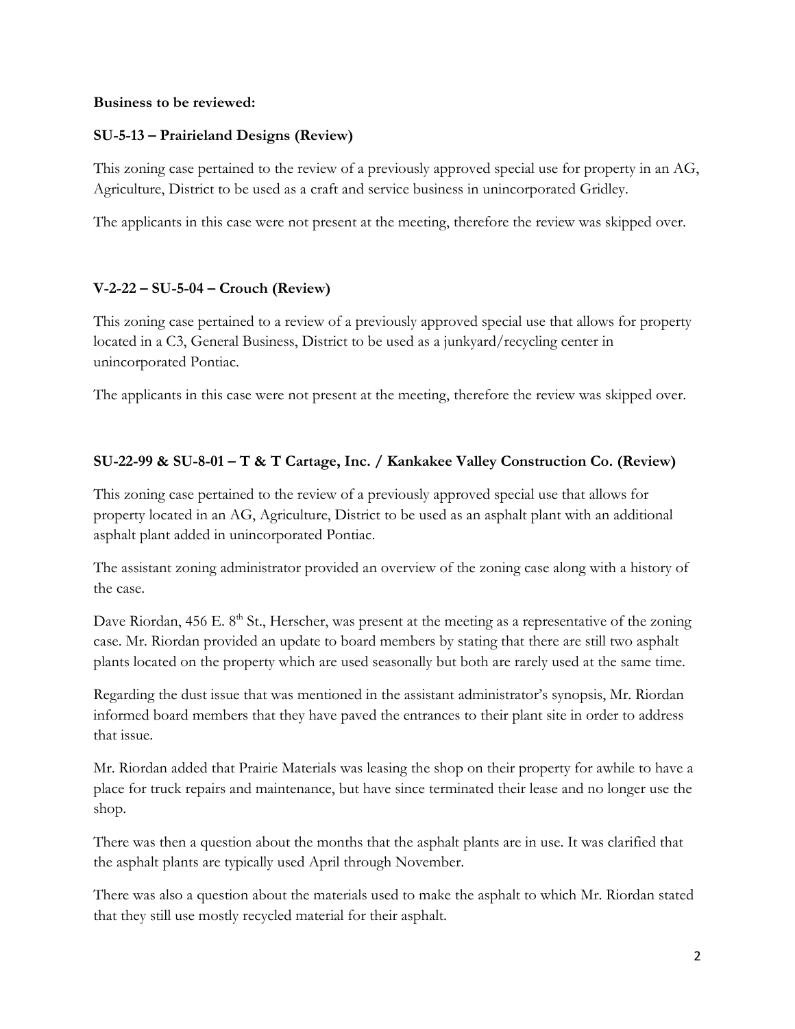**Business to be reviewed:**

**SU-5-13 – Prairieland Designs (Review)**

This zoning case pertained to the review of a previously approved special use for property in an AG, Agriculture, District to be used as a craft and service business in unincorporated Gridley.

The applicants in this case were not present at the meeting, therefore the review was skipped over.

**V-2-22 – SU-5-04 – Crouch (Review)**

This zoning case pertained to a review of a previously approved special use that allows for property located in a C3, General Business, District to be used as a junkyard/recycling center in unincorporated Pontiac.

The applicants in this case were not present at the meeting, therefore the review was skipped over.

**SU-22-99 & SU-8-01 – T & T Cartage, Inc. / Kankakee Valley Construction Co. (Review)**

This zoning case pertained to the review of a previously approved special use that allows for property located in an AG, Agriculture, District to be used as an asphalt plant with an additional asphalt plant added in unincorporated Pontiac.

The assistant zoning administrator provided an overview of the zoning case along with a history of the case.

Dave Riordan, 456 E. 8th St., Herscher, was present at the meeting as a representative of the zoning case. Mr. Riordan provided an update to board members by stating that there are still two asphalt plants located on the property which are used seasonally but both are rarely used at the same time.

Regarding the dust issue that was mentioned in the assistant administrator's synopsis, Mr. Riordan informed board members that they have paved the entrances to their plant site in order to address that issue.

Mr. Riordan added that Prairie Materials was leasing the shop on their property for awhile to have a place for truck repairs and maintenance, but have since terminated their lease and no longer use the shop.

There was then a question about the months that the asphalt plants are in use. It was clarified that the asphalt plants are typically used April through November.

There was also a question about the materials used to make the asphalt to which Mr. Riordan stated that they still use mostly recycled material for their asphalt.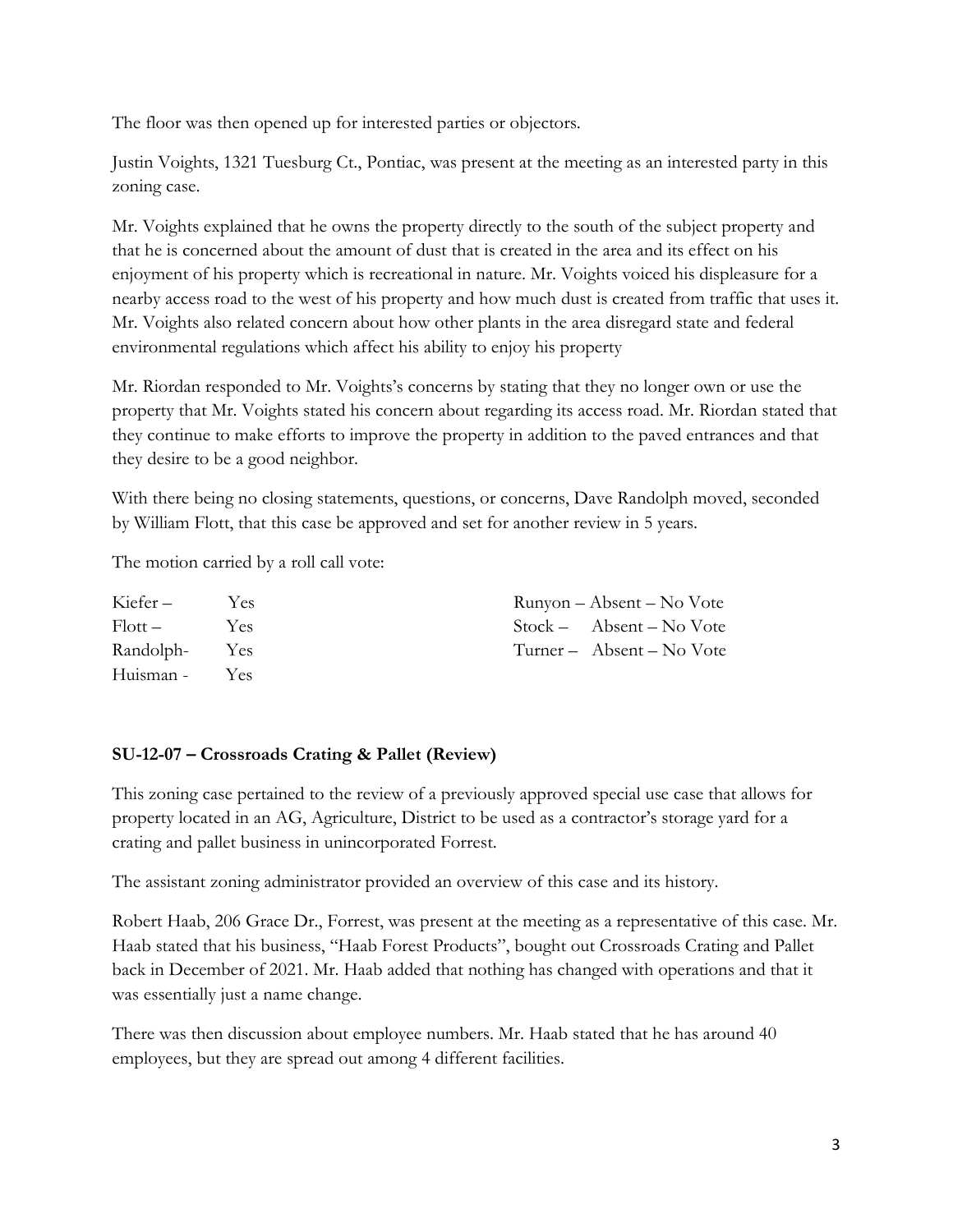The floor was then opened up for interested parties or objectors.

Justin Voights, 1321 Tuesburg Ct., Pontiac, was present at the meeting as an interested party in this zoning case.

Mr. Voights explained that he owns the property directly to the south of the subject property and that he is concerned about the amount of dust that is created in the area and its effect on his enjoyment of his property which is recreational in nature. Mr. Voights voiced his displeasure for a nearby access road to the west of his property and how much dust is created from traffic that uses it. Mr. Voights also related concern about how other plants in the area disregard state and federal environmental regulations which affect his ability to enjoy his property

Mr. Riordan responded to Mr. Voights's concerns by stating that they no longer own or use the property that Mr. Voights stated his concern about regarding its access road. Mr. Riordan stated that they continue to make efforts to improve the property in addition to the paved entrances and that they desire to be a good neighbor.

With there being no closing statements, questions, or concerns, Dave Randolph moved, seconded by William Flott, that this case be approved and set for another review in 5 years.

The motion carried by a roll call vote:

| | | |
|---|---|---|
| Kiefer – | Yes | Runyon – Absent – No Vote |
| Flott – | Yes | Stock – Absent – No Vote |
| Randolph- | Yes | Turner – Absent – No Vote |
| Huisman - | Yes | |

**SU-12-07 – Crossroads Crating & Pallet (Review)**

This zoning case pertained to the review of a previously approved special use case that allows for property located in an AG, Agriculture, District to be used as a contractor's storage yard for a crating and pallet business in unincorporated Forrest.

The assistant zoning administrator provided an overview of this case and its history.

Robert Haab, 206 Grace Dr., Forrest, was present at the meeting as a representative of this case. Mr. Haab stated that his business, "Haab Forest Products", bought out Crossroads Crating and Pallet back in December of 2021. Mr. Haab added that nothing has changed with operations and that it was essentially just a name change.

There was then discussion about employee numbers. Mr. Haab stated that he has around 40 employees, but they are spread out among 4 different facilities.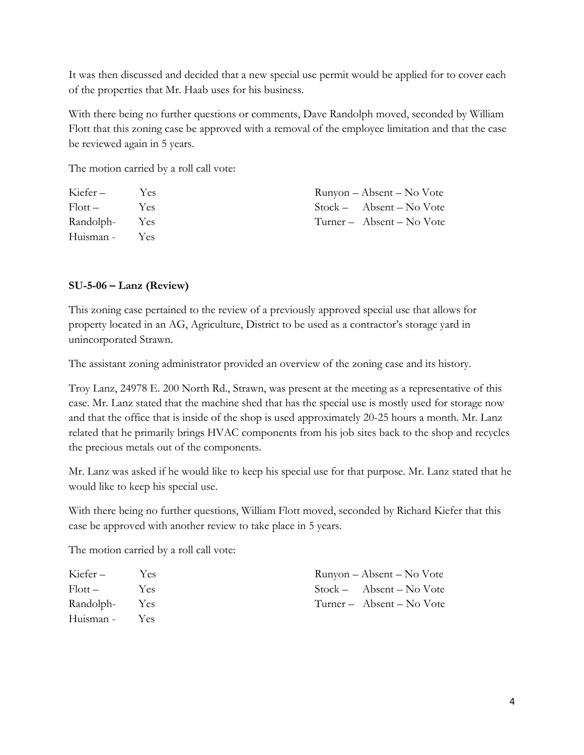It was then discussed and decided that a new special use permit would be applied for to cover each of the properties that Mr. Haab uses for his business.

With there being no further questions or comments, Dave Randolph moved, seconded by William Flott that this zoning case be approved with a removal of the employee limitation and that the case be reviewed again in 5 years.

The motion carried by a roll call vote:

| | | |
|---|---|---|
| Kiefer – | Yes | Runyon – Absent – No Vote |
| Flott – | Yes | Stock – Absent – No Vote |
| Randolph- | Yes | Turner – Absent – No Vote |
| Huisman - | Yes | |

**SU-5-06 – Lanz (Review)**

This zoning case pertained to the review of a previously approved special use that allows for property located in an AG, Agriculture, District to be used as a contractor's storage yard in unincorporated Strawn.

The assistant zoning administrator provided an overview of the zoning case and its history.

Troy Lanz, 24978 E. 200 North Rd., Strawn, was present at the meeting as a representative of this case. Mr. Lanz stated that the machine shed that has the special use is mostly used for storage now and that the office that is inside of the shop is used approximately 20-25 hours a month. Mr. Lanz related that he primarily brings HVAC components from his job sites back to the shop and recycles the precious metals out of the components.

Mr. Lanz was asked if he would like to keep his special use for that purpose. Mr. Lanz stated that he would like to keep his special use.

With there being no further questions, William Flott moved, seconded by Richard Kiefer that this case be approved with another review to take place in 5 years.

The motion carried by a roll call vote:

| | | |
|---|---|---|
| Kiefer – | Yes | Runyon – Absent – No Vote |
| Flott – | Yes | Stock – Absent – No Vote |
| Randolph- | Yes | Turner – Absent – No Vote |
| Huisman - | Yes | |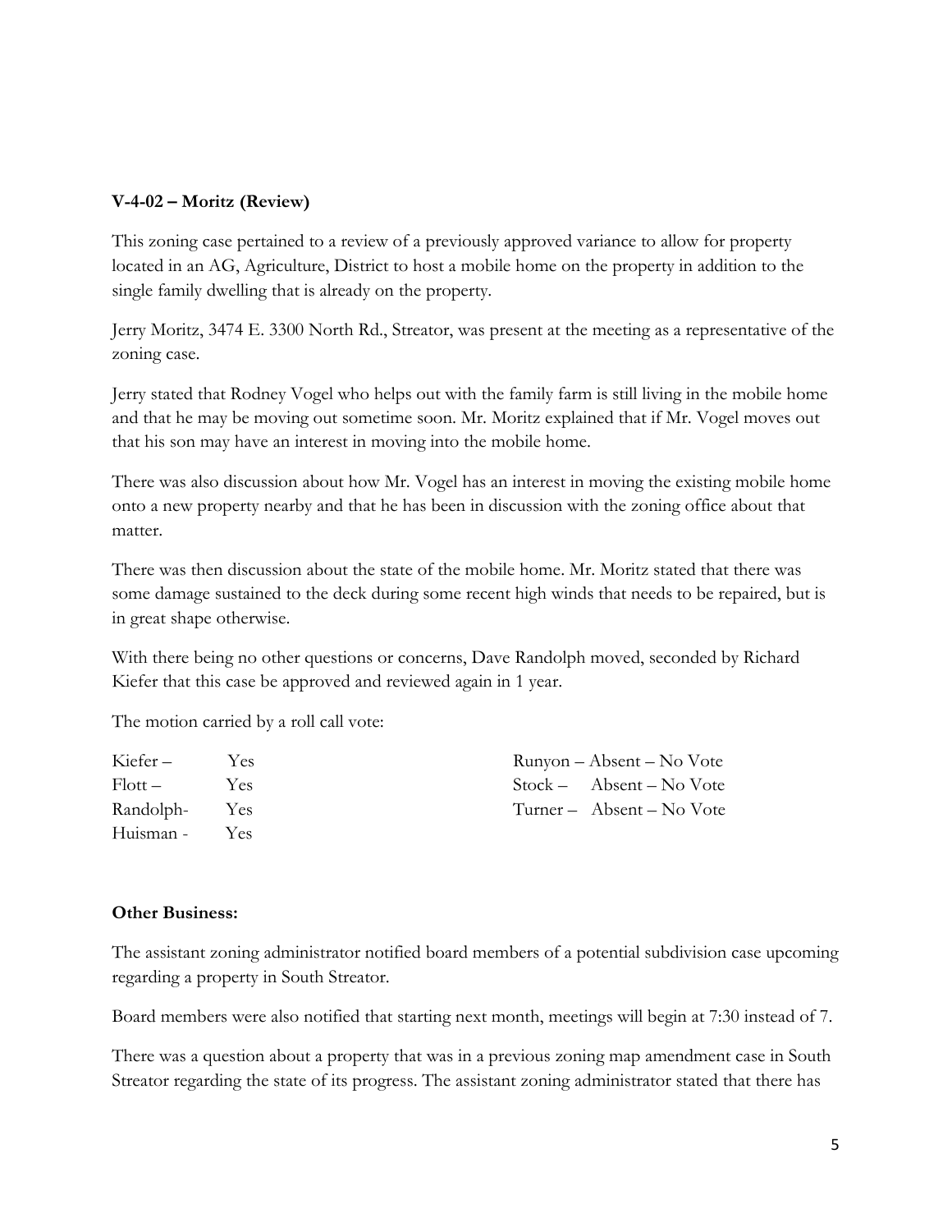**V-4-02 – Moritz (Review)**

This zoning case pertained to a review of a previously approved variance to allow for property located in an AG, Agriculture, District to host a mobile home on the property in addition to the single family dwelling that is already on the property.

Jerry Moritz, 3474 E. 3300 North Rd., Streator, was present at the meeting as a representative of the zoning case.

Jerry stated that Rodney Vogel who helps out with the family farm is still living in the mobile home and that he may be moving out sometime soon. Mr. Moritz explained that if Mr. Vogel moves out that his son may have an interest in moving into the mobile home.

There was also discussion about how Mr. Vogel has an interest in moving the existing mobile home onto a new property nearby and that he has been in discussion with the zoning office about that matter.

There was then discussion about the state of the mobile home. Mr. Moritz stated that there was some damage sustained to the deck during some recent high winds that needs to be repaired, but is in great shape otherwise.

With there being no other questions or concerns, Dave Randolph moved, seconded by Richard Kiefer that this case be approved and reviewed again in 1 year.

The motion carried by a roll call vote:

| | | | |
|---|---|---|---|
| Kiefer – | Yes | Runyon – | Absent – No Vote |
| Flott – | Yes | Stock – | Absent – No Vote |
| Randolph- | Yes | Turner – | Absent – No Vote |
| Huisman - | Yes | | |

**Other Business:**

The assistant zoning administrator notified board members of a potential subdivision case upcoming regarding a property in South Streator.

Board members were also notified that starting next month, meetings will begin at 7:30 instead of 7.

There was a question about a property that was in a previous zoning map amendment case in South Streator regarding the state of its progress. The assistant zoning administrator stated that there has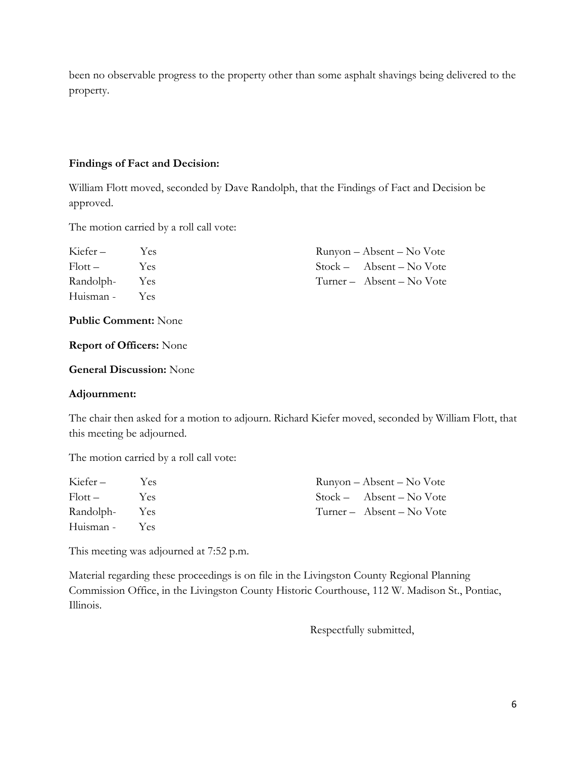been no observable progress to the property other than some asphalt shavings being delivered to the property.

**Findings of Fact and Decision:**

William Flott moved, seconded by Dave Randolph, that the Findings of Fact and Decision be approved.

The motion carried by a roll call vote:

| | | |
|---|---|---|
| Kiefer – | Yes | Runyon – Absent – No Vote |
| Flott – | Yes | Stock – Absent – No Vote |
| Randolph- | Yes | Turner – Absent – No Vote |
| Huisman - | Yes | |

**Public Comment:** None

**Report of Officers:** None

**General Discussion:** None

**Adjournment:**

The chair then asked for a motion to adjourn. Richard Kiefer moved, seconded by William Flott, that this meeting be adjourned.

The motion carried by a roll call vote:

| | | |
|---|---|---|
| Kiefer – | Yes | Runyon – Absent – No Vote |
| Flott – | Yes | Stock – Absent – No Vote |
| Randolph- | Yes | Turner – Absent – No Vote |
| Huisman - | Yes | |

This meeting was adjourned at 7:52 p.m.

Material regarding these proceedings is on file in the Livingston County Regional Planning Commission Office, in the Livingston County Historic Courthouse, 112 W. Madison St., Pontiac, Illinois.

Respectfully submitted,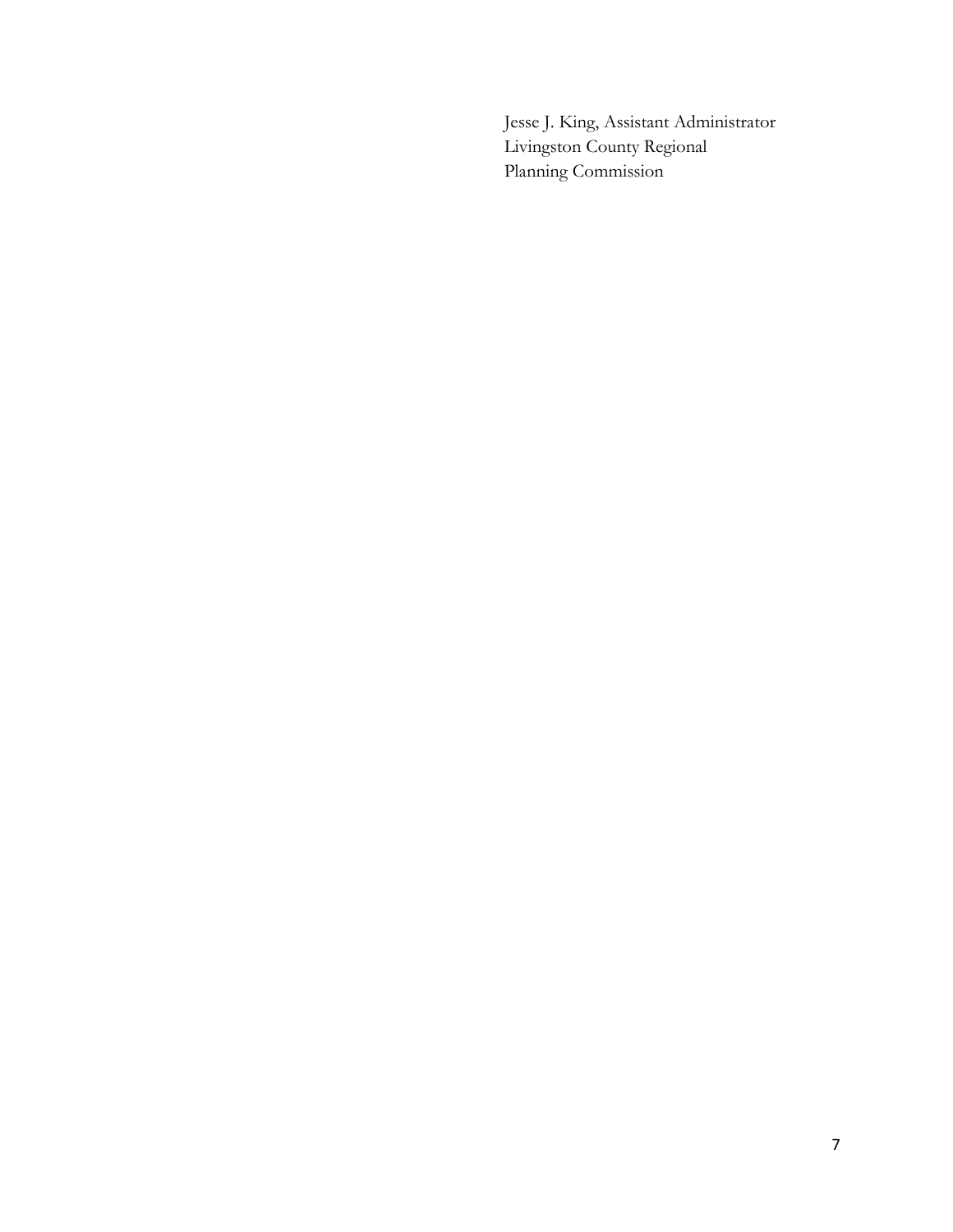Jesse J. King, Assistant Administrator
Livingston County Regional
Planning Commission